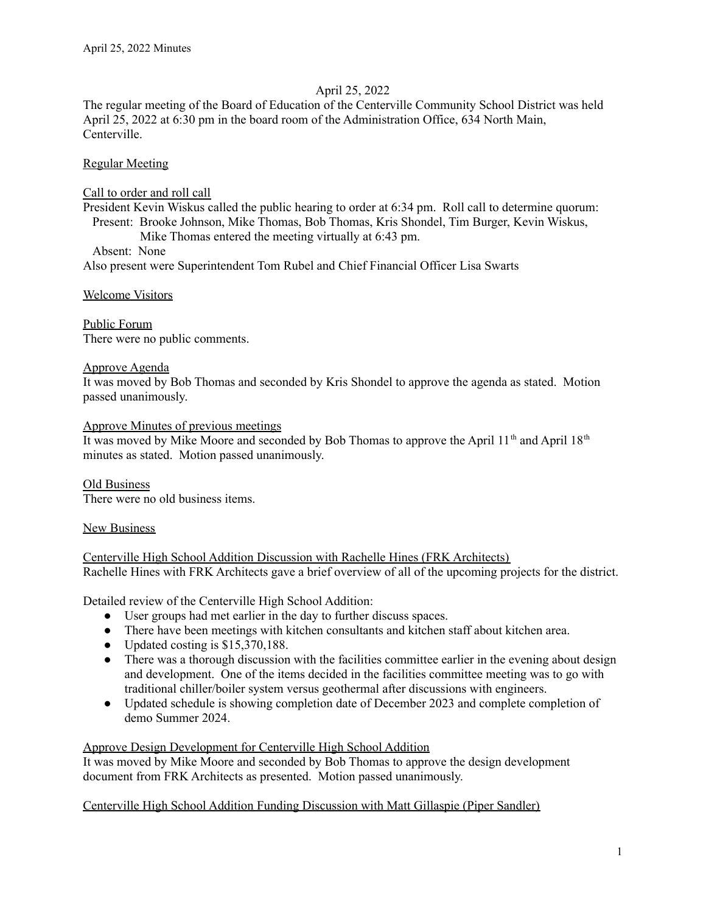April 25, 2022

The regular meeting of the Board of Education of the Centerville Community School District was held April 25, 2022 at 6:30 pm in the board room of the Administration Office, 634 North Main, Centerville.

Regular Meeting

Call to order and roll call

President Kevin Wiskus called the public hearing to order at 6:34 pm. Roll call to determine quorum:

Present: Brooke Johnson, Mike Thomas, Bob Thomas, Kris Shondel, Tim Burger, Kevin Wiskus, Mike Thomas entered the meeting virtually at 6:43 pm.

Absent: None

Also present were Superintendent Tom Rubel and Chief Financial Officer Lisa Swarts

Welcome Visitors

Public Forum

There were no public comments.

Approve Agenda

It was moved by Bob Thomas and seconded by Kris Shondel to approve the agenda as stated. Motion passed unanimously.

Approve Minutes of previous meetings

It was moved by Mike Moore and seconded by Bob Thomas to approve the April 11th and April 18th minutes as stated. Motion passed unanimously.

Old Business

There were no old business items.

New Business

Centerville High School Addition Discussion with Rachelle Hines (FRK Architects)

Rachelle Hines with FRK Architects gave a brief overview of all of the upcoming projects for the district.

Detailed review of the Centerville High School Addition:

- User groups had met earlier in the day to further discuss spaces.
- There have been meetings with kitchen consultants and kitchen staff about kitchen area.
- Updated costing is $15,370,188.
- There was a thorough discussion with the facilities committee earlier in the evening about design and development. One of the items decided in the facilities committee meeting was to go with traditional chiller/boiler system versus geothermal after discussions with engineers.
- Updated schedule is showing completion date of December 2023 and complete completion of demo Summer 2024.

Approve Design Development for Centerville High School Addition

It was moved by Mike Moore and seconded by Bob Thomas to approve the design development document from FRK Architects as presented. Motion passed unanimously.

Centerville High School Addition Funding Discussion with Matt Gillaspie (Piper Sandler)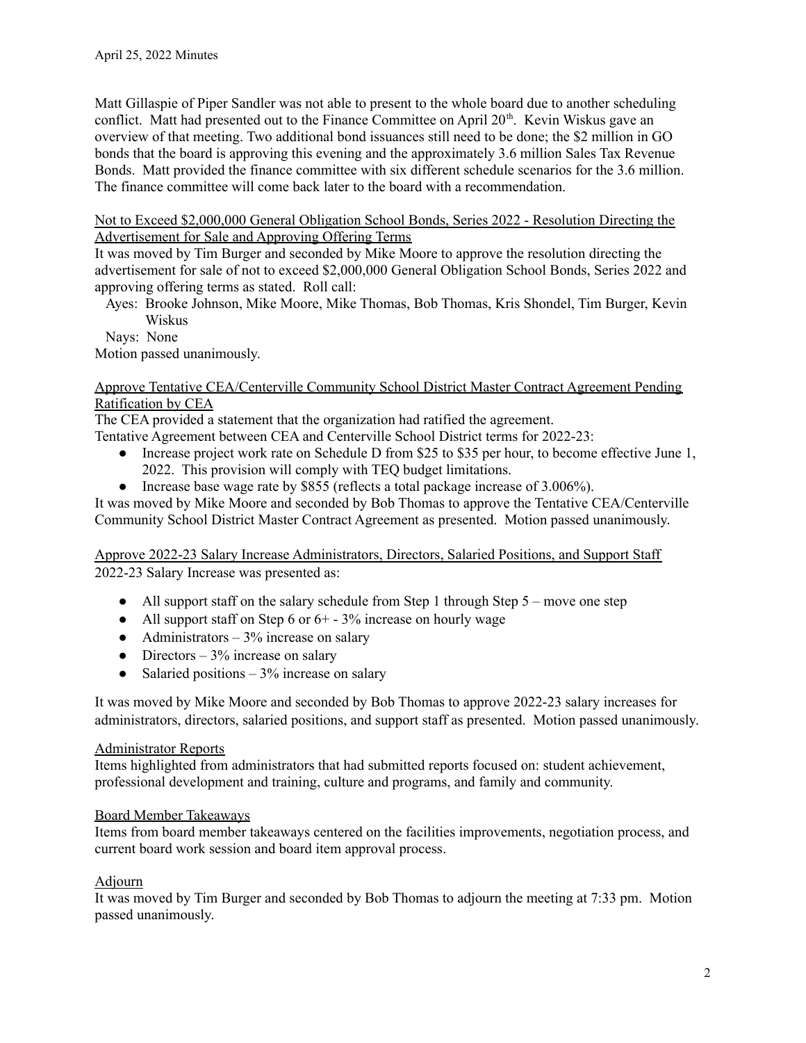Matt Gillaspie of Piper Sandler was not able to present to the whole board due to another scheduling conflict. Matt had presented out to the Finance Committee on April 20th. Kevin Wiskus gave an overview of that meeting. Two additional bond issuances still need to be done; the $2 million in GO bonds that the board is approving this evening and the approximately 3.6 million Sales Tax Revenue Bonds. Matt provided the finance committee with six different schedule scenarios for the 3.6 million. The finance committee will come back later to the board with a recommendation.

<u>Not to Exceed $2,000,000 General Obligation School Bonds, Series 2022 - Resolution Directing the Advertisement for Sale and Approving Offering Terms</u>

It was moved by Tim Burger and seconded by Mike Moore to approve the resolution directing the advertisement for sale of not to exceed $2,000,000 General Obligation School Bonds, Series 2022 and approving offering terms as stated. Roll call:

Ayes: Brooke Johnson, Mike Moore, Mike Thomas, Bob Thomas, Kris Shondel, Tim Burger, Kevin Wiskus

Nays: None

Motion passed unanimously.

<u>Approve Tentative CEA/Centerville Community School District Master Contract Agreement Pending Ratification by CEA</u>

The CEA provided a statement that the organization had ratified the agreement.

Tentative Agreement between CEA and Centerville School District terms for 2022-23:

- Increase project work rate on Schedule D from $25 to $35 per hour, to become effective June 1, 2022. This provision will comply with TEQ budget limitations.
- Increase base wage rate by $855 (reflects a total package increase of 3.006%).

It was moved by Mike Moore and seconded by Bob Thomas to approve the Tentative CEA/Centerville Community School District Master Contract Agreement as presented. Motion passed unanimously.

<u>Approve 2022-23 Salary Increase Administrators, Directors, Salaried Positions, and Support Staff</u>

2022-23 Salary Increase was presented as:

- All support staff on the salary schedule from Step 1 through Step 5 – move one step
- All support staff on Step 6 or 6+ - 3% increase on hourly wage
- Administrators – 3% increase on salary
- Directors – 3% increase on salary
- Salaried positions – 3% increase on salary

It was moved by Mike Moore and seconded by Bob Thomas to approve 2022-23 salary increases for administrators, directors, salaried positions, and support staff as presented. Motion passed unanimously.

<u>Administrator Reports</u>

Items highlighted from administrators that had submitted reports focused on: student achievement, professional development and training, culture and programs, and family and community.

<u>Board Member Takeaways</u>

Items from board member takeaways centered on the facilities improvements, negotiation process, and current board work session and board item approval process.

<u>Adjourn</u>

It was moved by Tim Burger and seconded by Bob Thomas to adjourn the meeting at 7:33 pm. Motion passed unanimously.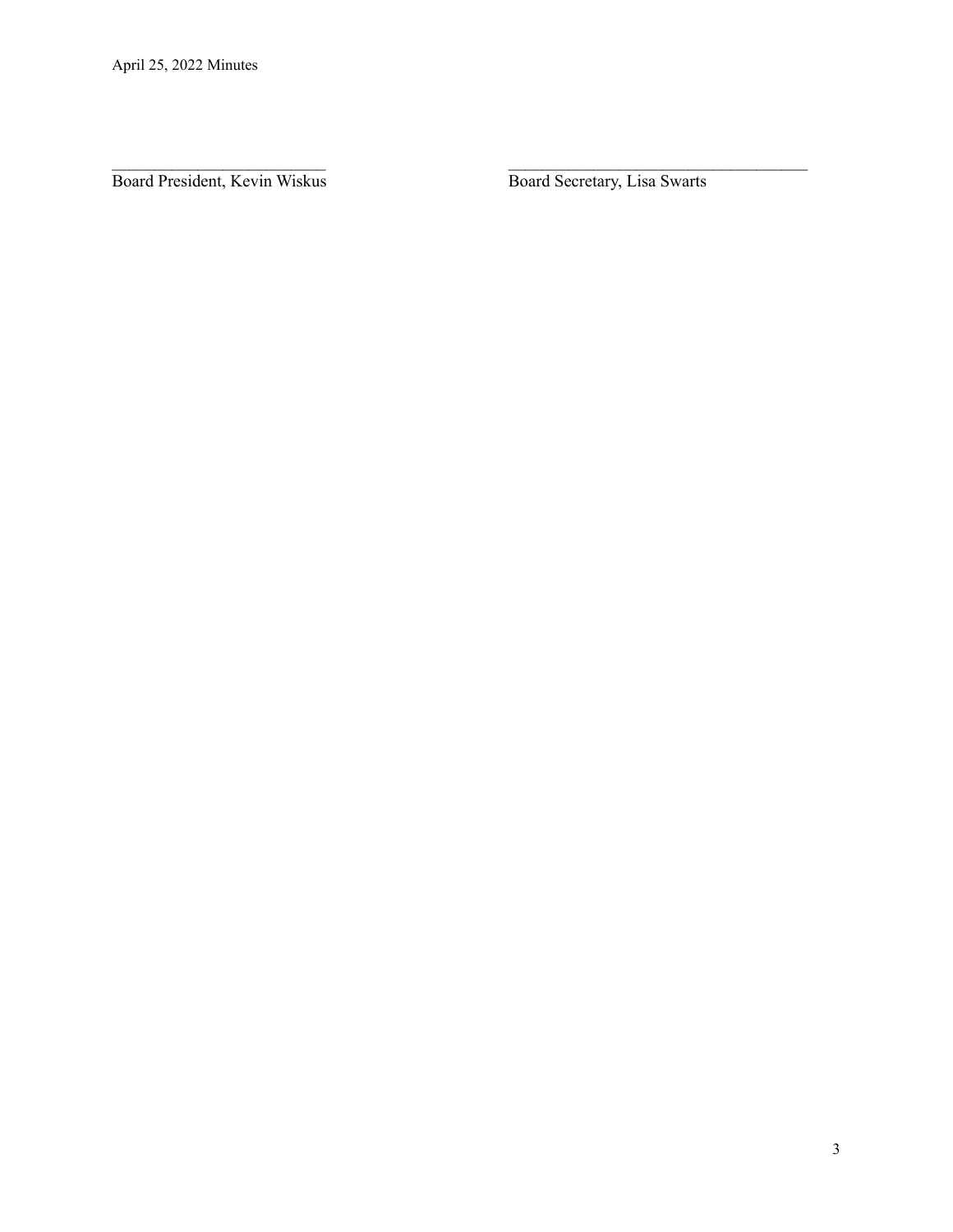\_\_\_\_\_\_\_\_\_\_\_\_\_\_\_\_\_\_\_\_\_\_\_\_\_\_
Board President, Kevin Wiskus

\_\_\_\_\_\_\_\_\_\_\_\_\_\_\_\_\_\_\_\_\_\_\_\_\_\_\_\_\_\_\_\_\_\_\_\_
Board Secretary, Lisa Swarts